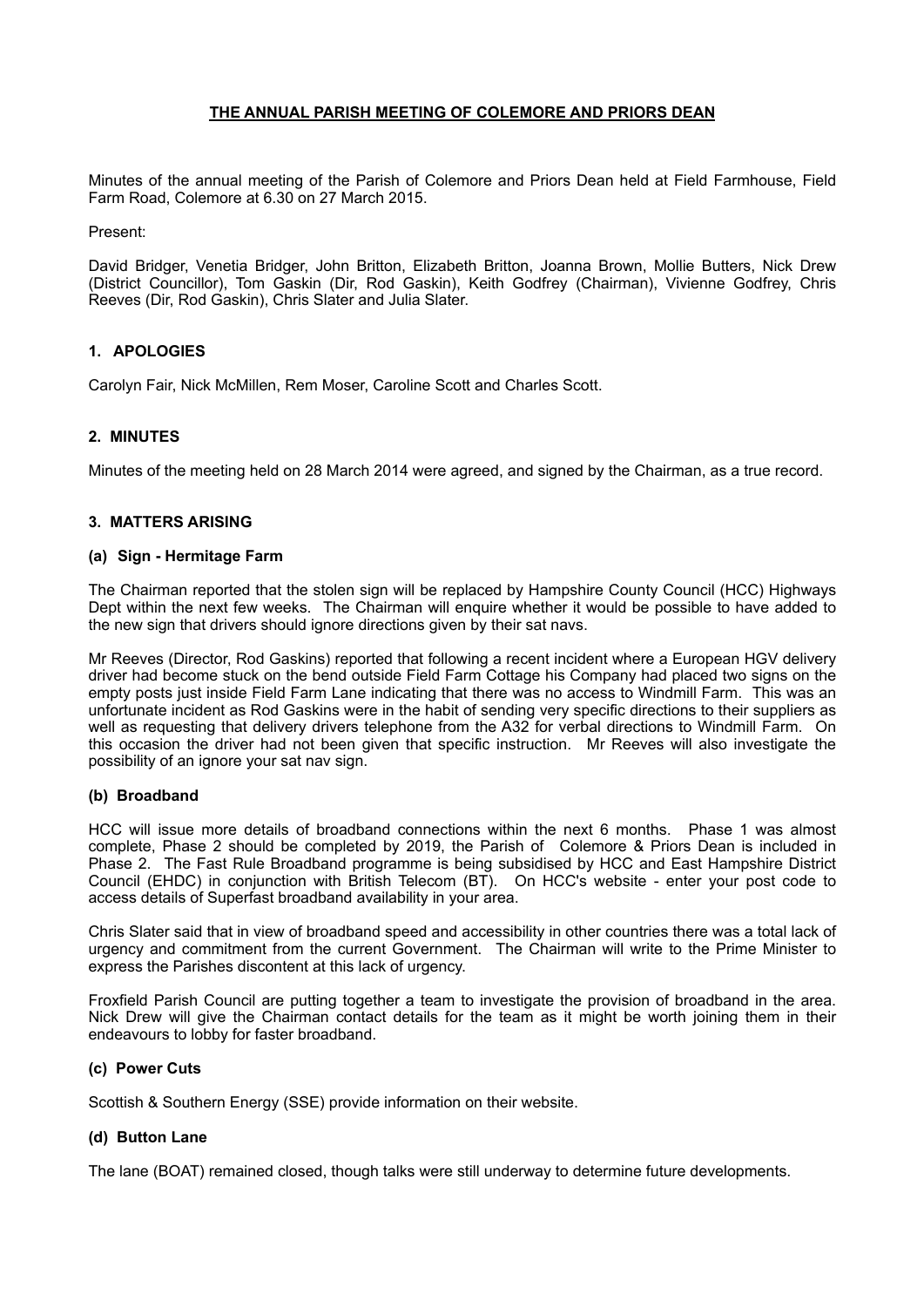# THE ANNUAL PARISH MEETING OF COLEMORE AND PRIORS DEAN

Minutes of the annual meeting of the Parish of Colemore and Priors Dean held at Field Farmhouse, Field Farm Road, Colemore at 6.30 on 27 March 2015.

Present:

David Bridger, Venetia Bridger, John Britton, Elizabeth Britton, Joanna Brown, Mollie Butters, Nick Drew (District Councillor), Tom Gaskin (Dir, Rod Gaskin), Keith Godfrey (Chairman), Vivienne Godfrey, Chris Reeves (Dir, Rod Gaskin), Chris Slater and Julia Slater.

## 1. APOLOGIES

Carolyn Fair, Nick McMillen, Rem Moser, Caroline Scott and Charles Scott.

## 2. MINUTES

Minutes of the meeting held on 28 March 2014 were agreed, and signed by the Chairman, as a true record.

## 3. MATTERS ARISING

### (a) Sign - Hermitage Farm

The Chairman reported that the stolen sign will be replaced by Hampshire County Council (HCC) Highways Dept within the next few weeks. The Chairman will enquire whether it would be possible to have added to the new sign that drivers should ignore directions given by their sat navs.

Mr Reeves (Director, Rod Gaskins) reported that following a recent incident where a European HGV delivery driver had become stuck on the bend outside Field Farm Cottage his Company had placed two signs on the empty posts just inside Field Farm Lane indicating that there was no access to Windmill Farm. This was an unfortunate incident as Rod Gaskins were in the habit of sending very specific directions to their suppliers as well as requesting that delivery drivers telephone from the A32 for verbal directions to Windmill Farm. On this occasion the driver had not been given that specific instruction. Mr Reeves will also investigate the possibility of an ignore your sat nav sign.

### (b) Broadband

HCC will issue more details of broadband connections within the next 6 months. Phase 1 was almost complete, Phase 2 should be completed by 2019, the Parish of Colemore & Priors Dean is included in Phase 2. The Fast Rule Broadband programme is being subsidised by HCC and East Hampshire District Council (EHDC) in conjunction with British Telecom (BT). On HCC's website - enter your post code to access details of Superfast broadband availability in your area.

Chris Slater said that in view of broadband speed and accessibility in other countries there was a total lack of urgency and commitment from the current Government. The Chairman will write to the Prime Minister to express the Parishes discontent at this lack of urgency.

Froxfield Parish Council are putting together a team to investigate the provision of broadband in the area. Nick Drew will give the Chairman contact details for the team as it might be worth joining them in their endeavours to lobby for faster broadband.

### (c) Power Cuts

Scottish & Southern Energy (SSE) provide information on their website.

### (d) Button Lane

The lane (BOAT) remained closed, though talks were still underway to determine future developments.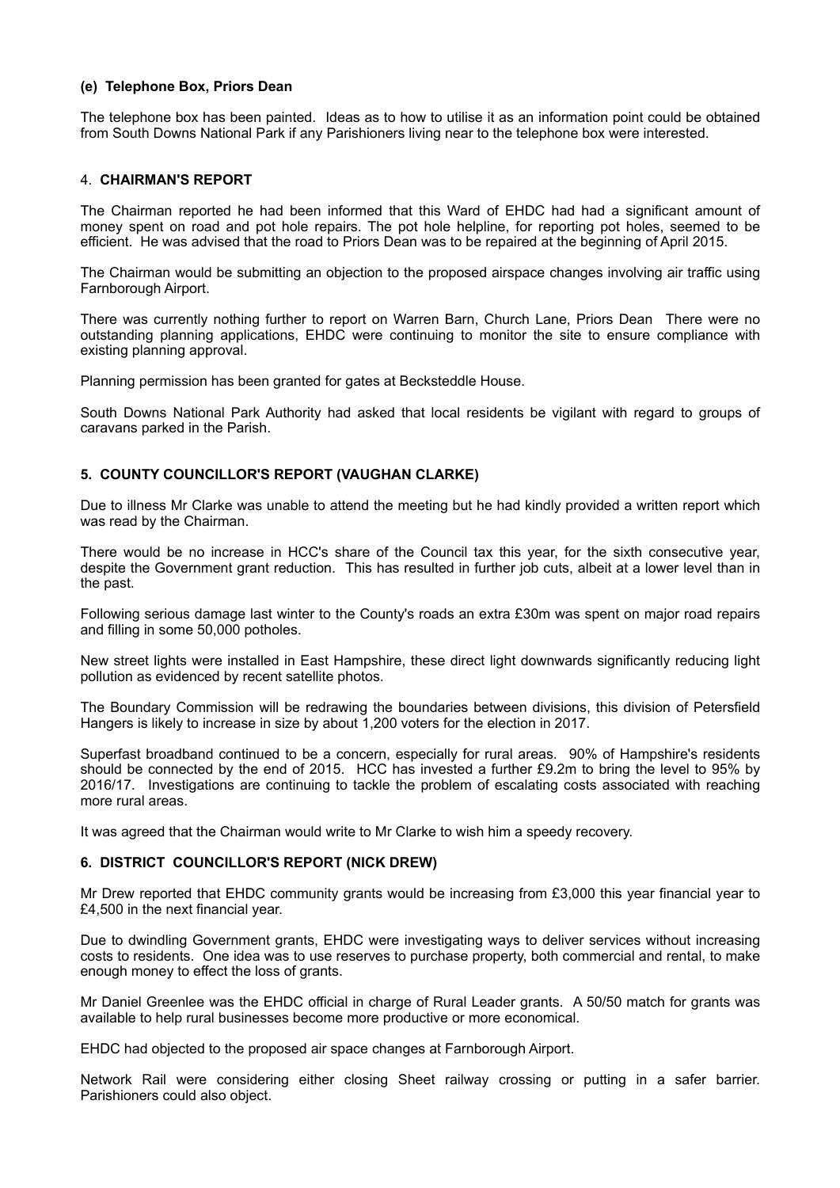#### (e) Telephone Box, Priors Dean

The telephone box has been painted. Ideas as to how to utilise it as an information point could be obtained from South Downs National Park if any Parishioners living near to the telephone box were interested.

### 4. CHAIRMAN'S REPORT

The Chairman reported he had been informed that this Ward of EHDC had had a significant amount of money spent on road and pot hole repairs. The pot hole helpline, for reporting pot holes, seemed to be efficient. He was advised that the road to Priors Dean was to be repaired at the beginning of April 2015.

The Chairman would be submitting an objection to the proposed airspace changes involving air traffic using Farnborough Airport.

There was currently nothing further to report on Warren Barn, Church Lane, Priors Dean There were no outstanding planning applications, EHDC were continuing to monitor the site to ensure compliance with existing planning approval.

Planning permission has been granted for gates at Becksteddle House.

South Downs National Park Authority had asked that local residents be vigilant with regard to groups of caravans parked in the Parish.

### 5. COUNTY COUNCILLOR'S REPORT (VAUGHAN CLARKE)

Due to illness Mr Clarke was unable to attend the meeting but he had kindly provided a written report which was read by the Chairman.

There would be no increase in HCC's share of the Council tax this year, for the sixth consecutive year, despite the Government grant reduction. This has resulted in further job cuts, albeit at a lower level than in the past.

Following serious damage last winter to the County's roads an extra £30m was spent on major road repairs and filling in some 50,000 potholes.

New street lights were installed in East Hampshire, these direct light downwards significantly reducing light pollution as evidenced by recent satellite photos.

The Boundary Commission will be redrawing the boundaries between divisions, this division of Petersfield Hangers is likely to increase in size by about 1,200 voters for the election in 2017.

Superfast broadband continued to be a concern, especially for rural areas. 90% of Hampshire's residents should be connected by the end of 2015. HCC has invested a further £9.2m to bring the level to 95% by 2016/17. Investigations are continuing to tackle the problem of escalating costs associated with reaching more rural areas.

It was agreed that the Chairman would write to Mr Clarke to wish him a speedy recovery.

### 6. DISTRICT COUNCILLOR'S REPORT (NICK DREW)

Mr Drew reported that EHDC community grants would be increasing from £3,000 this year financial year to £4,500 in the next financial year.

Due to dwindling Government grants, EHDC were investigating ways to deliver services without increasing costs to residents. One idea was to use reserves to purchase property, both commercial and rental, to make enough money to effect the loss of grants.

Mr Daniel Greenlee was the EHDC official in charge of Rural Leader grants. A 50/50 match for grants was available to help rural businesses become more productive or more economical.

EHDC had objected to the proposed air space changes at Farnborough Airport.

Network Rail were considering either closing Sheet railway crossing or putting in a safer barrier. Parishioners could also object.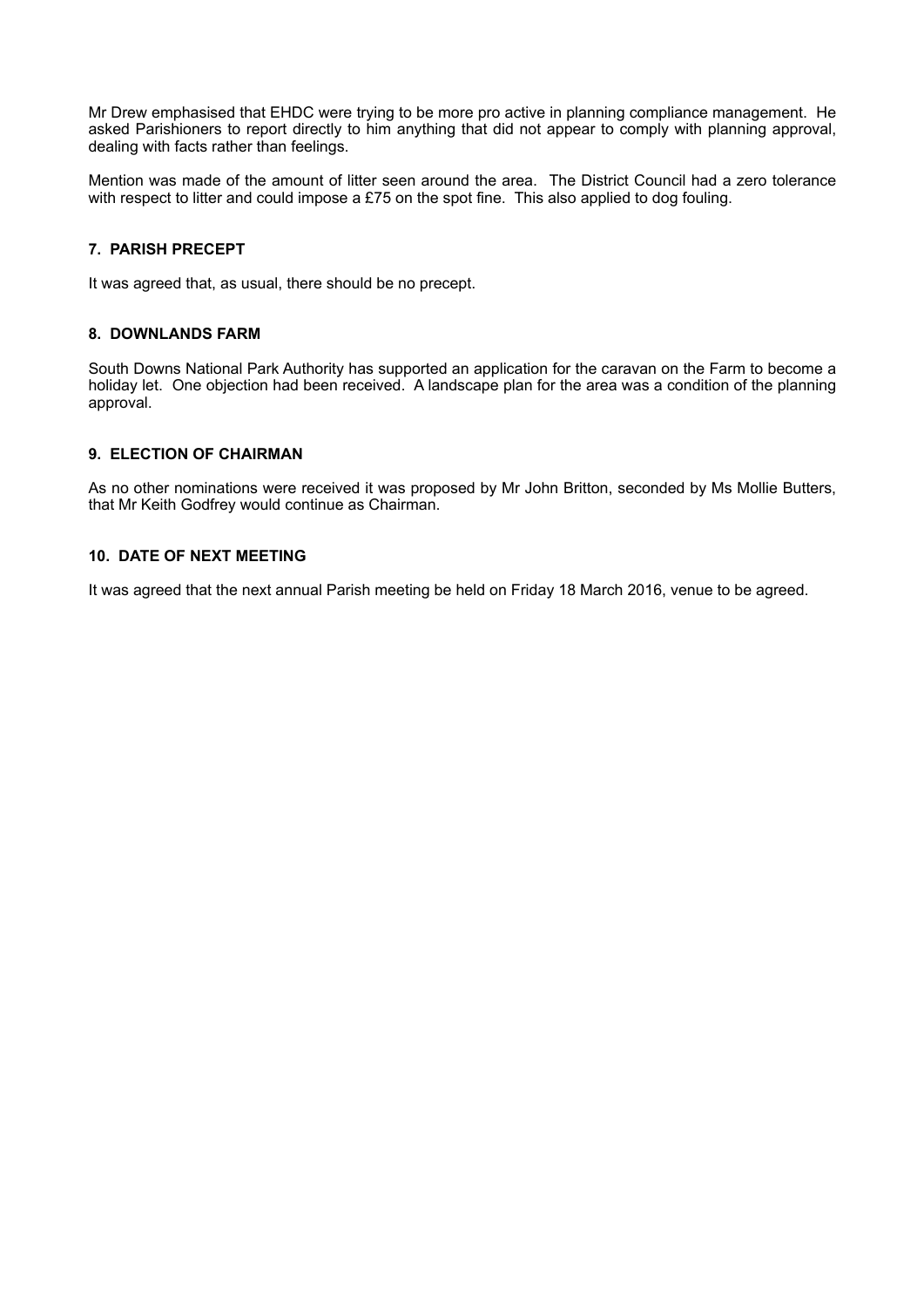Mr Drew emphasised that EHDC were trying to be more pro active in planning compliance management. He asked Parishioners to report directly to him anything that did not appear to comply with planning approval, dealing with facts rather than feelings.

Mention was made of the amount of litter seen around the area. The District Council had a zero tolerance with respect to litter and could impose a £75 on the spot fine. This also applied to dog fouling.

### 7. PARISH PRECEPT

It was agreed that, as usual, there should be no precept.

### 8. DOWNLANDS FARM

South Downs National Park Authority has supported an application for the caravan on the Farm to become a holiday let. One objection had been received. A landscape plan for the area was a condition of the planning approval.

### 9. ELECTION OF CHAIRMAN

As no other nominations were received it was proposed by Mr John Britton, seconded by Ms Mollie Butters, that Mr Keith Godfrey would continue as Chairman.

### 10. DATE OF NEXT MEETING

It was agreed that the next annual Parish meeting be held on Friday 18 March 2016, venue to be agreed.